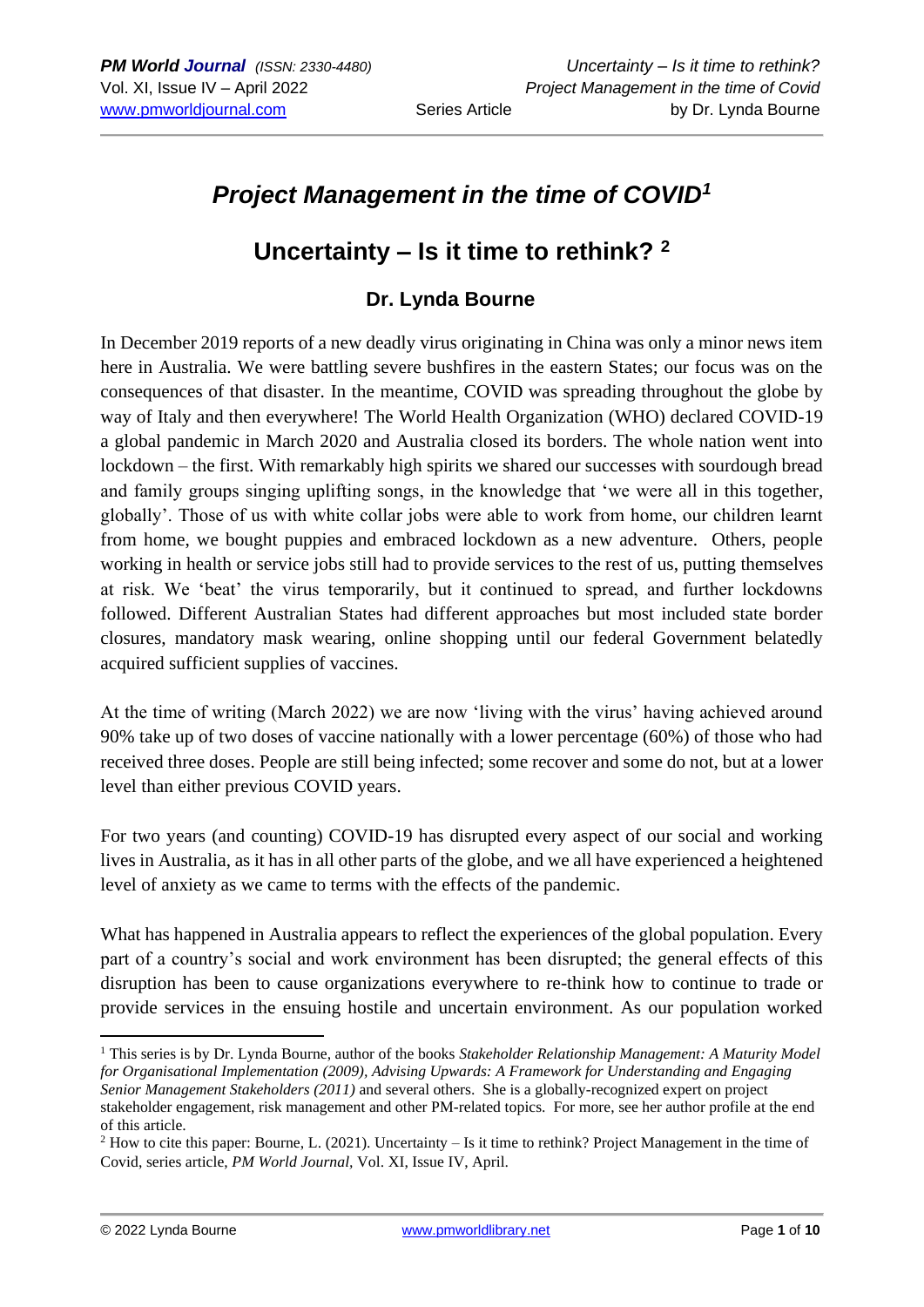# *Project Management in the time of COVID*[1]

## Uncertainty – Is it time to rethink? [2]

### Dr. Lynda Bourne

In December 2019 reports of a new deadly virus originating in China was only a minor news item here in Australia. We were battling severe bushfires in the eastern States; our focus was on the consequences of that disaster. In the meantime, COVID was spreading throughout the globe by way of Italy and then everywhere! The World Health Organization (WHO) declared COVID-19 a global pandemic in March 2020 and Australia closed its borders. The whole nation went into lockdown – the first. With remarkably high spirits we shared our successes with sourdough bread and family groups singing uplifting songs, in the knowledge that 'we were all in this together, globally'. Those of us with white collar jobs were able to work from home, our children learnt from home, we bought puppies and embraced lockdown as a new adventure. Others, people working in health or service jobs still had to provide services to the rest of us, putting themselves at risk. We 'beat' the virus temporarily, but it continued to spread, and further lockdowns followed. Different Australian States had different approaches but most included state border closures, mandatory mask wearing, online shopping until our federal Government belatedly acquired sufficient supplies of vaccines.

At the time of writing (March 2022) we are now 'living with the virus' having achieved around 90% take up of two doses of vaccine nationally with a lower percentage (60%) of those who had received three doses. People are still being infected; some recover and some do not, but at a lower level than either previous COVID years.

For two years (and counting) COVID-19 has disrupted every aspect of our social and working lives in Australia, as it has in all other parts of the globe, and we all have experienced a heightened level of anxiety as we came to terms with the effects of the pandemic.

What has happened in Australia appears to reflect the experiences of the global population. Every part of a country's social and work environment has been disrupted; the general effects of this disruption has been to cause organizations everywhere to re-think how to continue to trade or provide services in the ensuing hostile and uncertain environment. As our population worked

---

[1] This series is by Dr. Lynda Bourne, author of the books *Stakeholder Relationship Management: A Maturity Model for Organisational Implementation (2009), Advising Upwards: A Framework for Understanding and Engaging Senior Management Stakeholders (2011)* and several others. She is a globally-recognized expert on project stakeholder engagement, risk management and other PM-related topics. For more, see her author profile at the end of this article.

[2] How to cite this paper: Bourne, L. (2021). Uncertainty – Is it time to rethink? Project Management in the time of Covid, series article, *PM World Journal*, Vol. XI, Issue IV, April.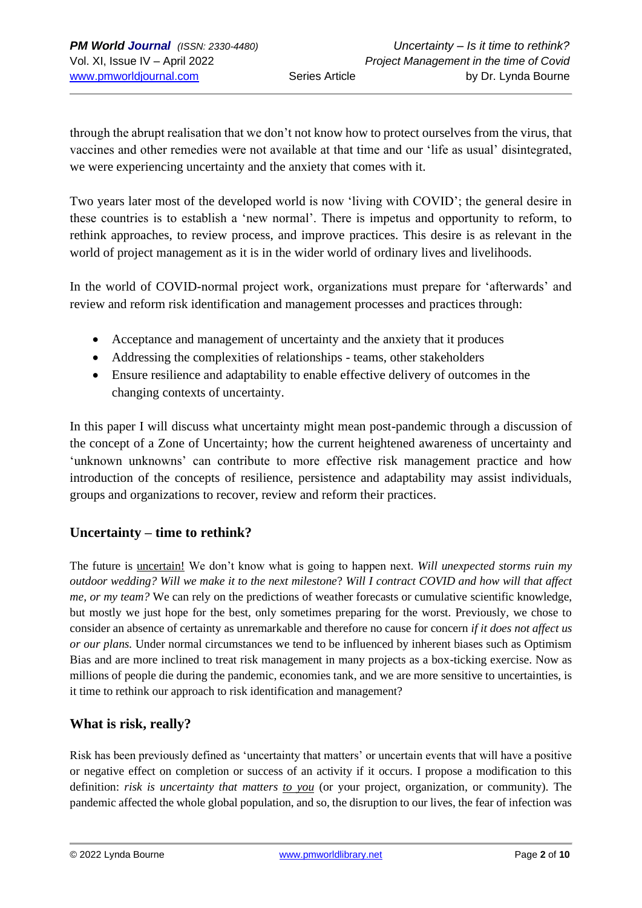through the abrupt realisation that we don't not know how to protect ourselves from the virus, that vaccines and other remedies were not available at that time and our 'life as usual' disintegrated, we were experiencing uncertainty and the anxiety that comes with it.

Two years later most of the developed world is now 'living with COVID'; the general desire in these countries is to establish a 'new normal'. There is impetus and opportunity to reform, to rethink approaches, to review process, and improve practices. This desire is as relevant in the world of project management as it is in the wider world of ordinary lives and livelihoods.

In the world of COVID-normal project work, organizations must prepare for 'afterwards' and review and reform risk identification and management processes and practices through:

- Acceptance and management of uncertainty and the anxiety that it produces
- Addressing the complexities of relationships - teams, other stakeholders
- Ensure resilience and adaptability to enable effective delivery of outcomes in the changing contexts of uncertainty.

In this paper I will discuss what uncertainty might mean post-pandemic through a discussion of the concept of a Zone of Uncertainty; how the current heightened awareness of uncertainty and 'unknown unknowns' can contribute to more effective risk management practice and how introduction of the concepts of resilience, persistence and adaptability may assist individuals, groups and organizations to recover, review and reform their practices.

## Uncertainty – time to rethink?

The future is <u>uncertain!</u> We don't know what is going to happen next. *Will unexpected storms ruin my outdoor wedding? Will we make it to the next milestone*? *Will I contract COVID and how will that affect me, or my team?* We can rely on the predictions of weather forecasts or cumulative scientific knowledge, but mostly we just hope for the best, only sometimes preparing for the worst. Previously, we chose to consider an absence of certainty as unremarkable and therefore no cause for concern *if it does not affect us or our plans.* Under normal circumstances we tend to be influenced by inherent biases such as Optimism Bias and are more inclined to treat risk management in many projects as a box-ticking exercise. Now as millions of people die during the pandemic, economies tank, and we are more sensitive to uncertainties, is it time to rethink our approach to risk identification and management?

## What is risk, really?

Risk has been previously defined as 'uncertainty that matters' or uncertain events that will have a positive or negative effect on completion or success of an activity if it occurs. I propose a modification to this definition: *risk is uncertainty that matters <u>to you</u>* (or your project, organization, or community). The pandemic affected the whole global population, and so, the disruption to our lives, the fear of infection was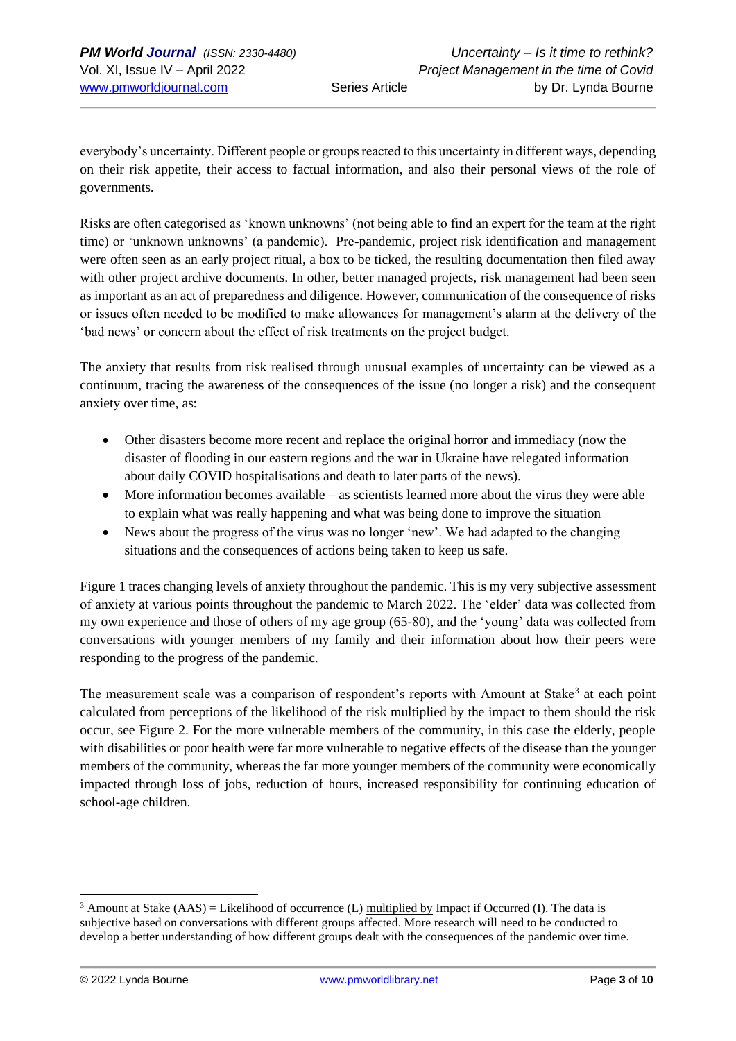everybody's uncertainty. Different people or groups reacted to this uncertainty in different ways, depending on their risk appetite, their access to factual information, and also their personal views of the role of governments.

Risks are often categorised as 'known unknowns' (not being able to find an expert for the team at the right time) or 'unknown unknowns' (a pandemic). Pre-pandemic, project risk identification and management were often seen as an early project ritual, a box to be ticked, the resulting documentation then filed away with other project archive documents. In other, better managed projects, risk management had been seen as important as an act of preparedness and diligence. However, communication of the consequence of risks or issues often needed to be modified to make allowances for management's alarm at the delivery of the 'bad news' or concern about the effect of risk treatments on the project budget.

The anxiety that results from risk realised through unusual examples of uncertainty can be viewed as a continuum, tracing the awareness of the consequences of the issue (no longer a risk) and the consequent anxiety over time, as:

- Other disasters become more recent and replace the original horror and immediacy (now the disaster of flooding in our eastern regions and the war in Ukraine have relegated information about daily COVID hospitalisations and death to later parts of the news).
- More information becomes available – as scientists learned more about the virus they were able to explain what was really happening and what was being done to improve the situation
- News about the progress of the virus was no longer 'new'. We had adapted to the changing situations and the consequences of actions being taken to keep us safe.

Figure 1 traces changing levels of anxiety throughout the pandemic. This is my very subjective assessment of anxiety at various points throughout the pandemic to March 2022. The 'elder' data was collected from my own experience and those of others of my age group (65-80), and the 'young' data was collected from conversations with younger members of my family and their information about how their peers were responding to the progress of the pandemic.

The measurement scale was a comparison of respondent's reports with Amount at Stake[3] at each point calculated from perceptions of the likelihood of the risk multiplied by the impact to them should the risk occur, see Figure 2. For the more vulnerable members of the community, in this case the elderly, people with disabilities or poor health were far more vulnerable to negative effects of the disease than the younger members of the community, whereas the far more younger members of the community were economically impacted through loss of jobs, reduction of hours, increased responsibility for continuing education of school-age children.

---

[3] Amount at Stake (AAS) = Likelihood of occurrence (L) multiplied by Impact if Occurred (I). The data is subjective based on conversations with different groups affected. More research will need to be conducted to develop a better understanding of how different groups dealt with the consequences of the pandemic over time.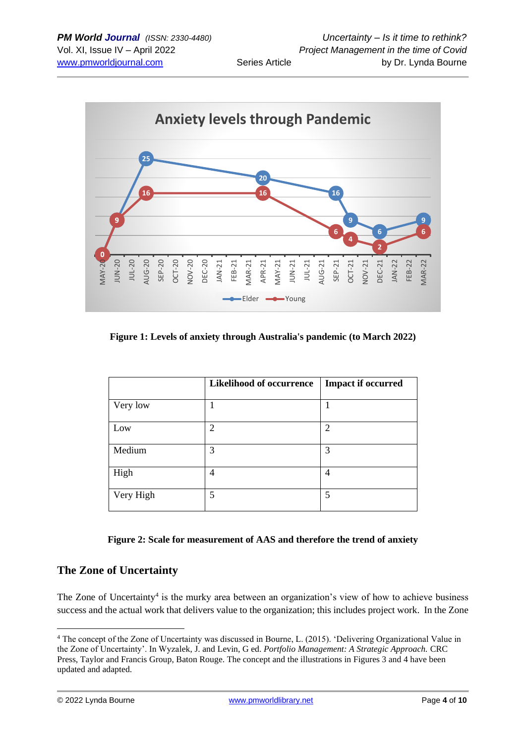Figure 1: Levels of anxiety through Australia's pandemic (to March 2022)

| | Likelihood of occurrence | Impact if occurred |
|---|---|---|
| Very low | 1 | 1 |
| Low | 2 | 2 |
| Medium | 3 | 3 |
| High | 4 | 4 |
| Very High | 5 | 5 |

**Figure 2: Scale for measurement of AAS and therefore the trend of anxiety**

## The Zone of Uncertainty

The Zone of Uncertainty[4] is the murky area between an organization's view of how to achieve business success and the actual work that delivers value to the organization; this includes project work. In the Zone

[4] The concept of the Zone of Uncertainty was discussed in Bourne, L. (2015). 'Delivering Organizational Value in the Zone of Uncertainty'. In Wyzalek, J. and Levin, G ed. *Portfolio Management: A Strategic Approach.* CRC Press, Taylor and Francis Group, Baton Rouge. The concept and the illustrations in Figures 3 and 4 have been updated and adapted.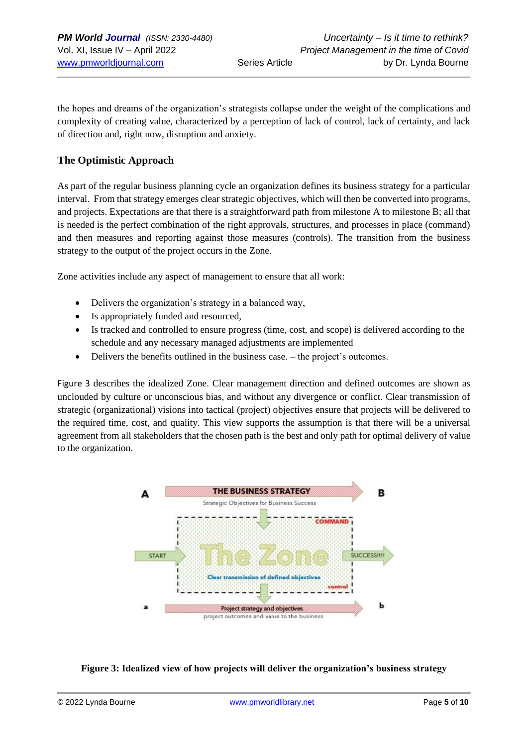the hopes and dreams of the organization's strategists collapse under the weight of the complications and complexity of creating value, characterized by a perception of lack of control, lack of certainty, and lack of direction and, right now, disruption and anxiety.

## The Optimistic Approach

As part of the regular business planning cycle an organization defines its business strategy for a particular interval. From that strategy emerges clear strategic objectives, which will then be converted into programs, and projects. Expectations are that there is a straightforward path from milestone A to milestone B; all that is needed is the perfect combination of the right approvals, structures, and processes in place (command) and then measures and reporting against those measures (controls). The transition from the business strategy to the output of the project occurs in the Zone.

Zone activities include any aspect of management to ensure that all work:

- Delivers the organization's strategy in a balanced way,
- Is appropriately funded and resourced,
- Is tracked and controlled to ensure progress (time, cost, and scope) is delivered according to the schedule and any necessary managed adjustments are implemented
- Delivers the benefits outlined in the business case. – the project's outcomes.

Figure 3 describes the idealized Zone. Clear management direction and defined outcomes are shown as unclouded by culture or unconscious bias, and without any divergence or conflict. Clear transmission of strategic (organizational) visions into tactical (project) objectives ensure that projects will be delivered to the required time, cost, and quality. This view supports the assumption is that there will be a universal agreement from all stakeholders that the chosen path is the best and only path for optimal delivery of value to the organization.

**Figure 3: Idealized view of how projects will deliver the organization's business strategy**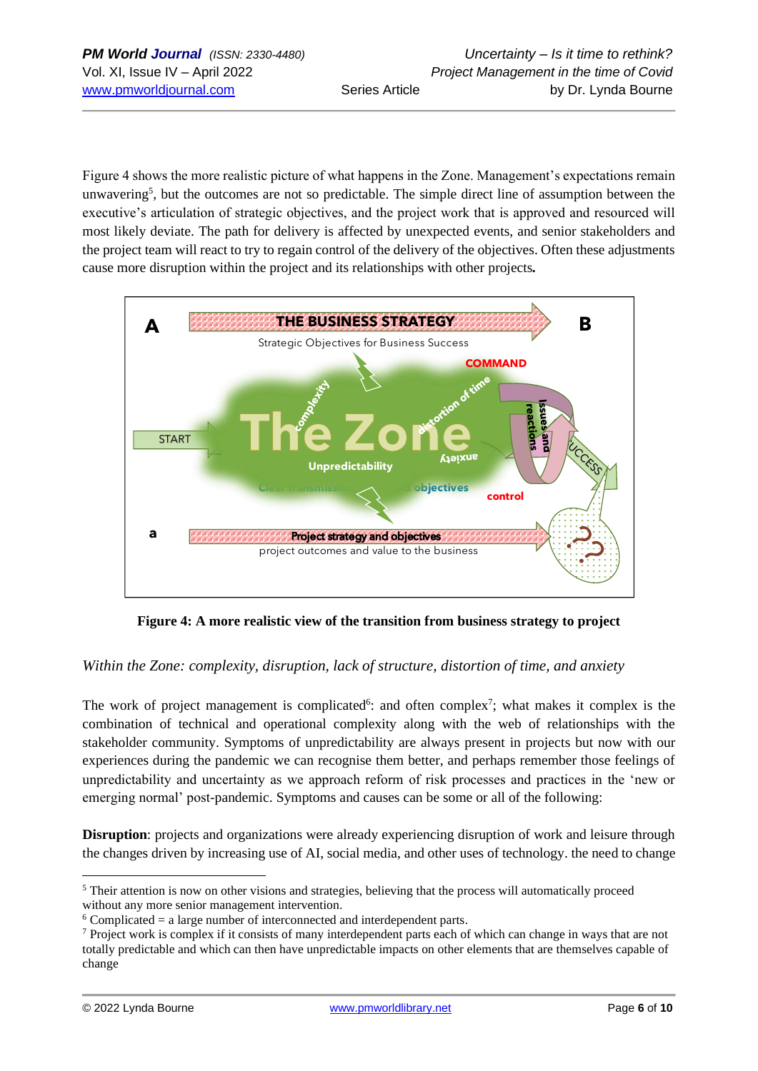Figure 4 shows the more realistic picture of what happens in the Zone. Management's expectations remain unwavering[5], but the outcomes are not so predictable. The simple direct line of assumption between the executive's articulation of strategic objectives, and the project work that is approved and resourced will most likely deviate. The path for delivery is affected by unexpected events, and senior stakeholders and the project team will react to try to regain control of the delivery of the objectives. Often these adjustments cause more disruption within the project and its relationships with other projects**.**

**Figure 4: A more realistic view of the transition from business strategy to project**

*Within the Zone: complexity, disruption, lack of structure, distortion of time, and anxiety*

The work of project management is complicated[6]: and often complex[7]; what makes it complex is the combination of technical and operational complexity along with the web of relationships with the stakeholder community. Symptoms of unpredictability are always present in projects but now with our experiences during the pandemic we can recognise them better, and perhaps remember those feelings of unpredictability and uncertainty as we approach reform of risk processes and practices in the 'new or emerging normal' post-pandemic. Symptoms and causes can be some or all of the following:

**Disruption**: projects and organizations were already experiencing disruption of work and leisure through the changes driven by increasing use of AI, social media, and other uses of technology. the need to change

---

[5] Their attention is now on other visions and strategies, believing that the process will automatically proceed without any more senior management intervention.

[6] Complicated = a large number of interconnected and interdependent parts.

[7] Project work is complex if it consists of many interdependent parts each of which can change in ways that are not totally predictable and which can then have unpredictable impacts on other elements that are themselves capable of change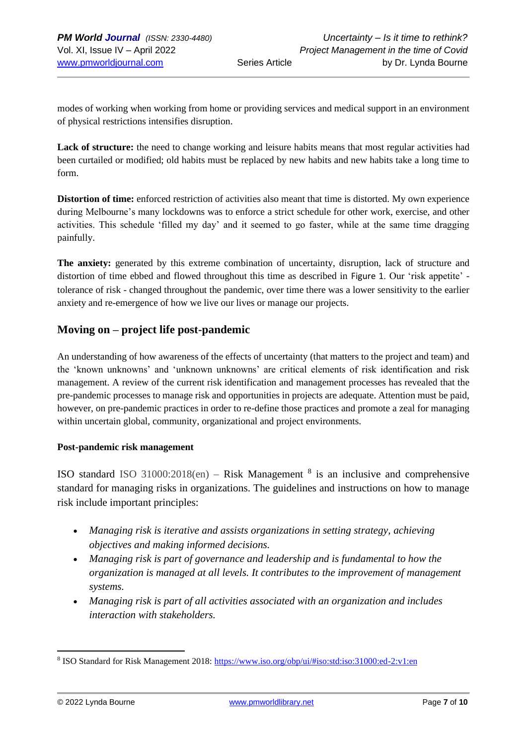modes of working when working from home or providing services and medical support in an environment of physical restrictions intensifies disruption.

**Lack of structure:** the need to change working and leisure habits means that most regular activities had been curtailed or modified; old habits must be replaced by new habits and new habits take a long time to form.

**Distortion of time:** enforced restriction of activities also meant that time is distorted. My own experience during Melbourne's many lockdowns was to enforce a strict schedule for other work, exercise, and other activities. This schedule 'filled my day' and it seemed to go faster, while at the same time dragging painfully.

**The anxiety:** generated by this extreme combination of uncertainty, disruption, lack of structure and distortion of time ebbed and flowed throughout this time as described in Figure 1. Our 'risk appetite' - tolerance of risk - changed throughout the pandemic, over time there was a lower sensitivity to the earlier anxiety and re-emergence of how we live our lives or manage our projects.

## Moving on – project life post-pandemic

An understanding of how awareness of the effects of uncertainty (that matters to the project and team) and the 'known unknowns' and 'unknown unknowns' are critical elements of risk identification and risk management. A review of the current risk identification and management processes has revealed that the pre-pandemic processes to manage risk and opportunities in projects are adequate. Attention must be paid, however, on pre-pandemic practices in order to re-define those practices and promote a zeal for managing within uncertain global, community, organizational and project environments.

### Post-pandemic risk management

ISO standard ISO 31000:2018(en) – Risk Management [8] is an inclusive and comprehensive standard for managing risks in organizations. The guidelines and instructions on how to manage risk include important principles:

- *Managing risk is iterative and assists organizations in setting strategy, achieving objectives and making informed decisions.*
- *Managing risk is part of governance and leadership and is fundamental to how the organization is managed at all levels. It contributes to the improvement of management systems.*
- *Managing risk is part of all activities associated with an organization and includes interaction with stakeholders.*

---

[8] ISO Standard for Risk Management 2018: https://www.iso.org/obp/ui/#iso:std:iso:31000:ed-2:v1:en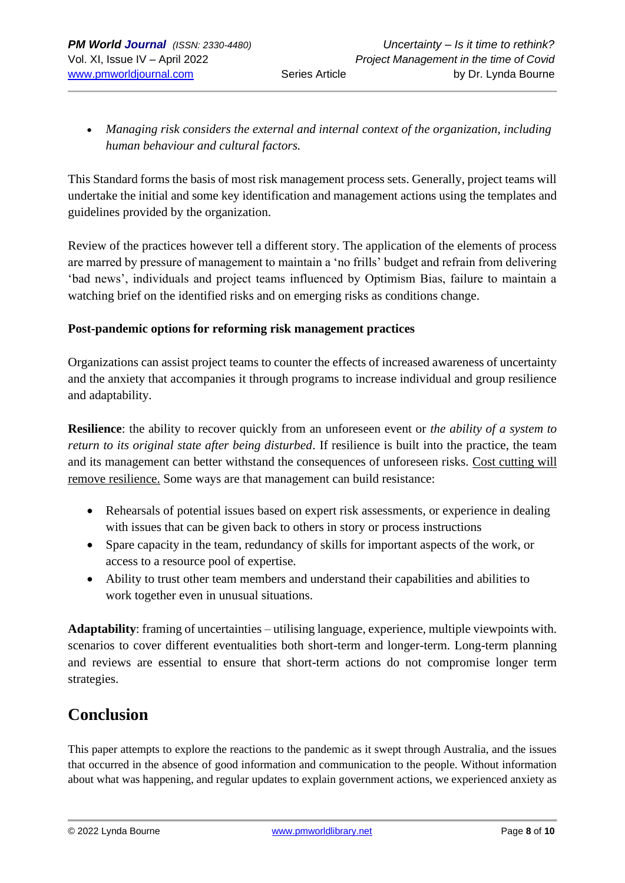- *Managing risk considers the external and internal context of the organization, including human behaviour and cultural factors.*

This Standard forms the basis of most risk management process sets. Generally, project teams will undertake the initial and some key identification and management actions using the templates and guidelines provided by the organization.

Review of the practices however tell a different story. The application of the elements of process are marred by pressure of management to maintain a 'no frills' budget and refrain from delivering 'bad news', individuals and project teams influenced by Optimism Bias, failure to maintain a watching brief on the identified risks and on emerging risks as conditions change.

**Post-pandemic options for reforming risk management practices**

Organizations can assist project teams to counter the effects of increased awareness of uncertainty and the anxiety that accompanies it through programs to increase individual and group resilience and adaptability.

**Resilience**: the ability to recover quickly from an unforeseen event or *the ability of a system to return to its original state after being disturbed*. If resilience is built into the practice, the team and its management can better withstand the consequences of unforeseen risks. <u>Cost cutting will remove resilience.</u> Some ways are that management can build resistance:

- Rehearsals of potential issues based on expert risk assessments, or experience in dealing with issues that can be given back to others in story or process instructions
- Spare capacity in the team, redundancy of skills for important aspects of the work, or access to a resource pool of expertise.
- Ability to trust other team members and understand their capabilities and abilities to work together even in unusual situations.

**Adaptability**: framing of uncertainties – utilising language, experience, multiple viewpoints with. scenarios to cover different eventualities both short-term and longer-term. Long-term planning and reviews are essential to ensure that short-term actions do not compromise longer term strategies.

## Conclusion

This paper attempts to explore the reactions to the pandemic as it swept through Australia, and the issues that occurred in the absence of good information and communication to the people. Without information about what was happening, and regular updates to explain government actions, we experienced anxiety as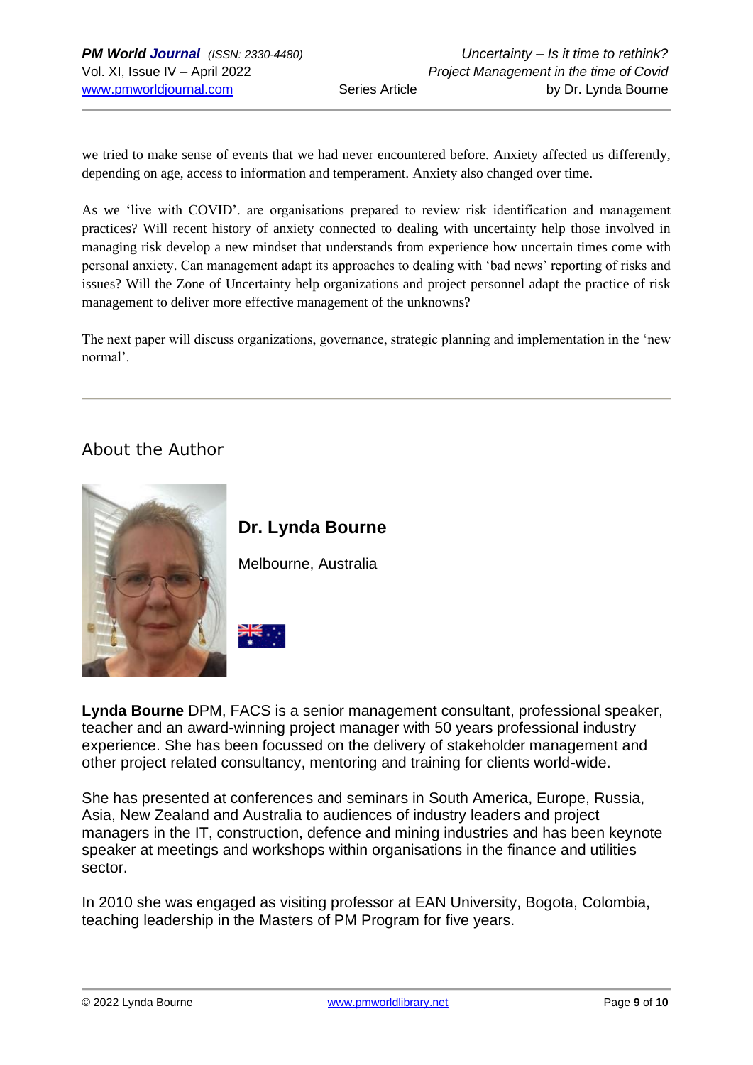we tried to make sense of events that we had never encountered before. Anxiety affected us differently, depending on age, access to information and temperament. Anxiety also changed over time.

As we 'live with COVID'. are organisations prepared to review risk identification and management practices? Will recent history of anxiety connected to dealing with uncertainty help those involved in managing risk develop a new mindset that understands from experience how uncertain times come with personal anxiety. Can management adapt its approaches to dealing with 'bad news' reporting of risks and issues? Will the Zone of Uncertainty help organizations and project personnel adapt the practice of risk management to deliver more effective management of the unknowns?

The next paper will discuss organizations, governance, strategic planning and implementation in the 'new normal'.

---

## About the Author

**Dr. Lynda Bourne**

Melbourne, Australia

**Lynda Bourne** DPM, FACS is a senior management consultant, professional speaker, teacher and an award-winning project manager with 50 years professional industry experience. She has been focussed on the delivery of stakeholder management and other project related consultancy, mentoring and training for clients world-wide.

She has presented at conferences and seminars in South America, Europe, Russia, Asia, New Zealand and Australia to audiences of industry leaders and project managers in the IT, construction, defence and mining industries and has been keynote speaker at meetings and workshops within organisations in the finance and utilities sector.

In 2010 she was engaged as visiting professor at EAN University, Bogota, Colombia, teaching leadership in the Masters of PM Program for five years.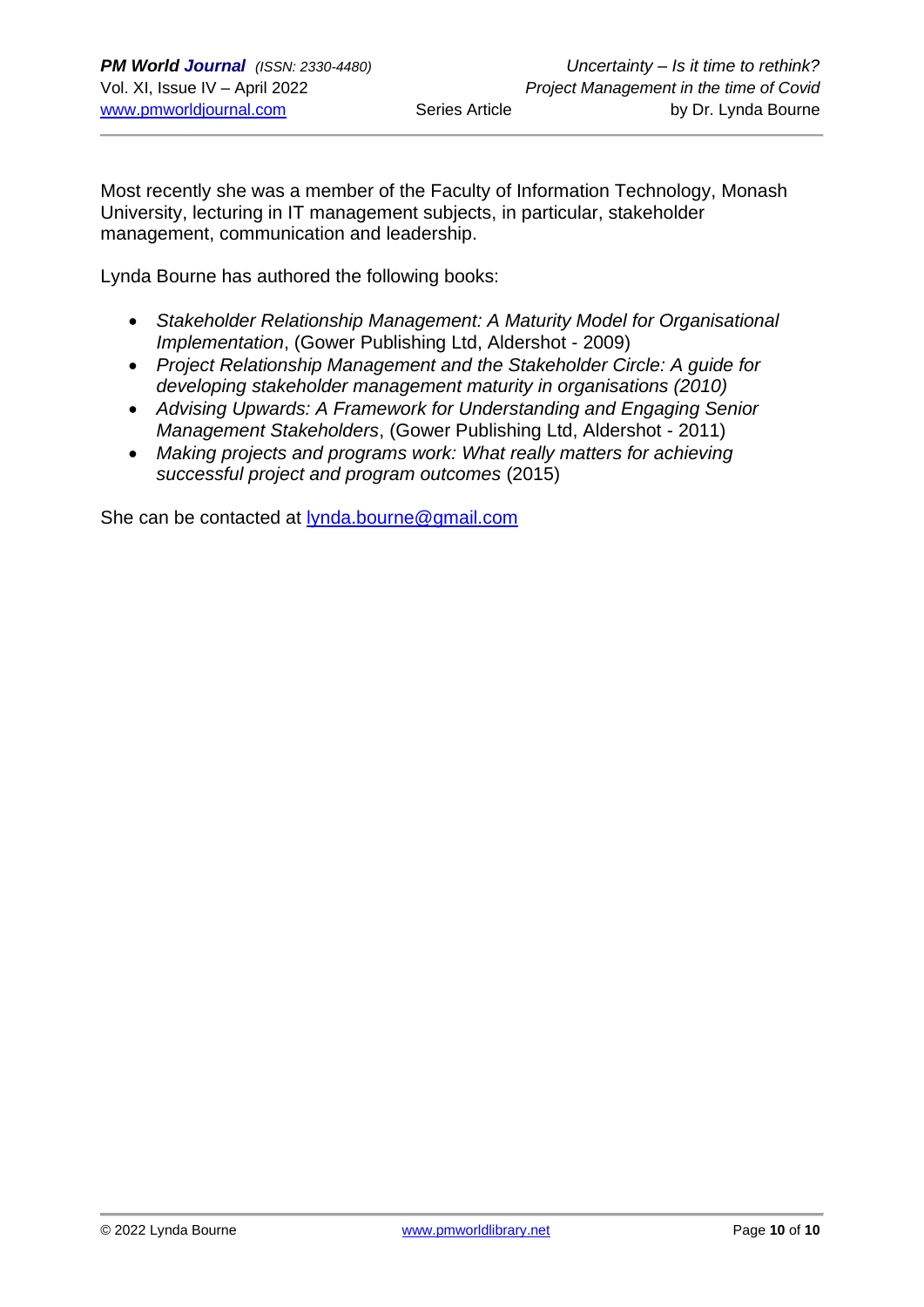Most recently she was a member of the Faculty of Information Technology, Monash University, lecturing in IT management subjects, in particular, stakeholder management, communication and leadership.

Lynda Bourne has authored the following books:

- *Stakeholder Relationship Management: A Maturity Model for Organisational Implementation*, (Gower Publishing Ltd, Aldershot - 2009)
- *Project Relationship Management and the Stakeholder Circle: A guide for developing stakeholder management maturity in organisations (2010)*
- *Advising Upwards: A Framework for Understanding and Engaging Senior Management Stakeholders*, (Gower Publishing Ltd, Aldershot - 2011)
- *Making projects and programs work: What really matters for achieving successful project and program outcomes* (2015)

She can be contacted at lynda.bourne@gmail.com